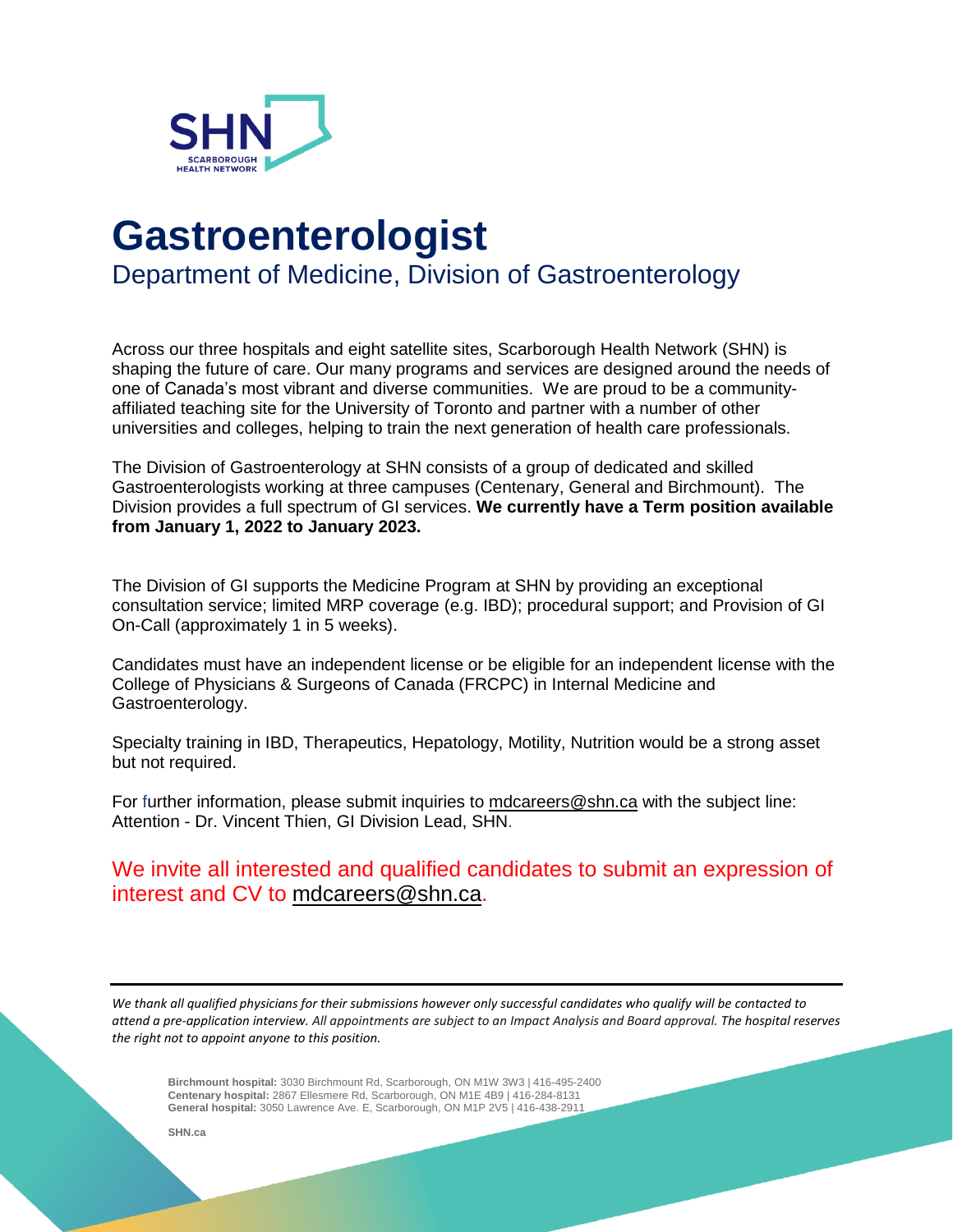# Gastroenterologist

## Department of Medicine, Division of Gastroenterology

Across our three hospitals and eight satellite sites, Scarborough Health Network (SHN) is shaping the future of care. Our many programs and services are designed around the needs of one of Canada's most vibrant and diverse communities. We are proud to be a community-affiliated teaching site for the University of Toronto and partner with a number of other universities and colleges, helping to train the next generation of health care professionals.

The Division of Gastroenterology at SHN consists of a group of dedicated and skilled Gastroenterologists working at three campuses (Centenary, General and Birchmount). The Division provides a full spectrum of GI services. **We currently have a Term position available from January 1, 2022 to January 2023.**

The Division of GI supports the Medicine Program at SHN by providing an exceptional consultation service; limited MRP coverage (e.g. IBD); procedural support; and Provision of GI On-Call (approximately 1 in 5 weeks).

Candidates must have an independent license or be eligible for an independent license with the College of Physicians & Surgeons of Canada (FRCPC) in Internal Medicine and Gastroenterology.

Specialty training in IBD, Therapeutics, Hepatology, Motility, Nutrition would be a strong asset but not required.

For further information, please submit inquiries to mdcareers@shn.ca with the subject line: Attention - Dr. Vincent Thien, GI Division Lead, SHN.

We invite all interested and qualified candidates to submit an expression of interest and CV to mdcareers@shn.ca.

---

*We thank all qualified physicians for their submissions however only successful candidates who qualify will be contacted to attend a pre-application interview. All appointments are subject to an Impact Analysis and Board approval. The hospital reserves the right not to appoint anyone to this position.*

**Birchmount hospital:** 3030 Birchmount Rd, Scarborough, ON M1W 3W3 | 416-495-2400
**Centenary hospital:** 2867 Ellesmere Rd, Scarborough, ON M1E 4B9 | 416-284-8131
**General hospital:** 3050 Lawrence Ave. E, Scarborough, ON M1P 2V5 | 416-438-2911

**SHN.ca**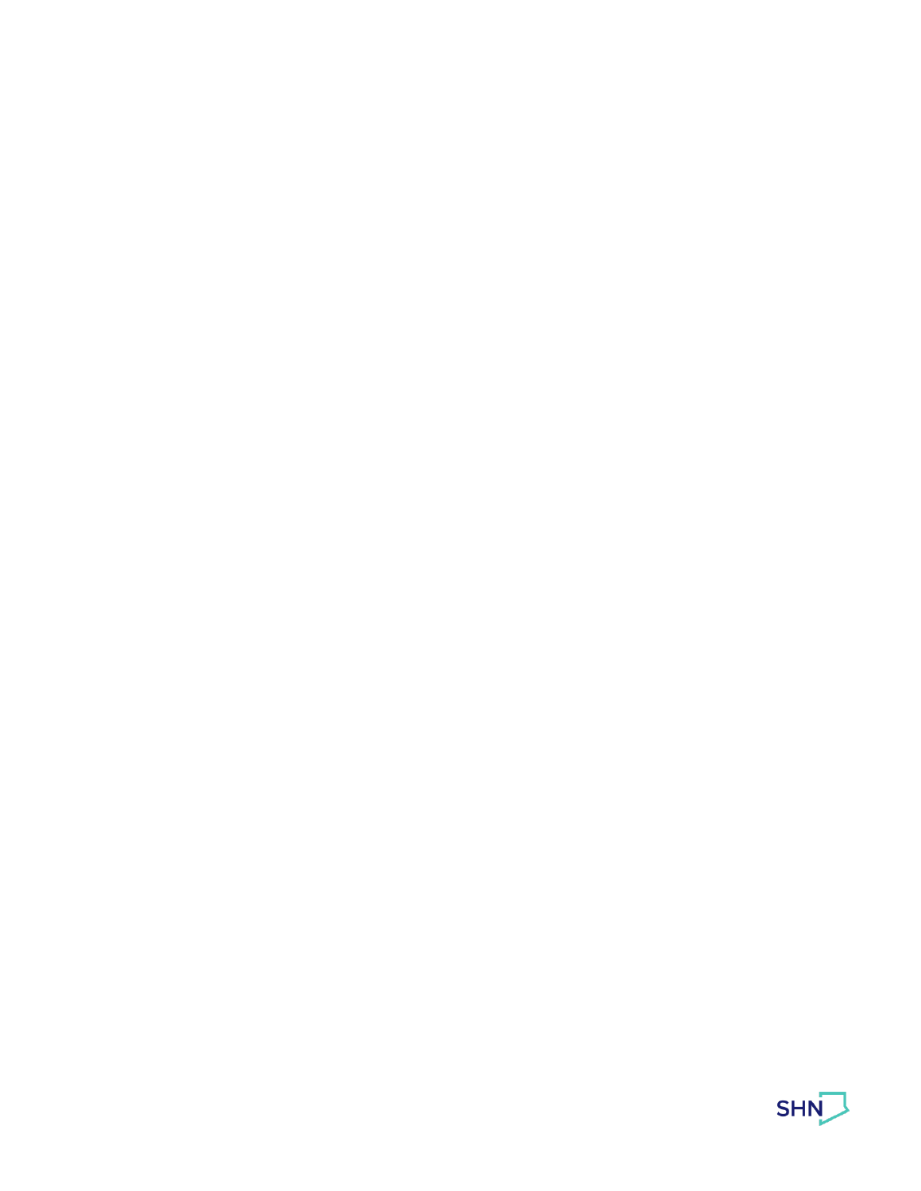SHN